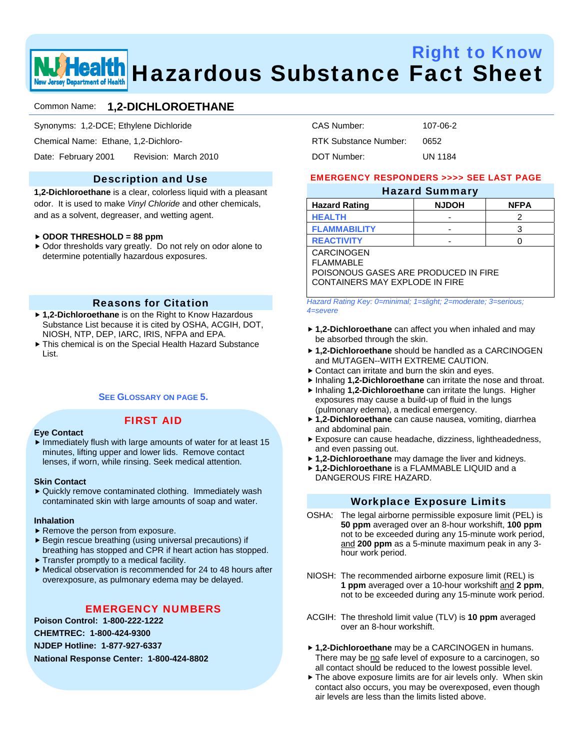# Right to Know
# Hazardous Substance Fact Sheet

Common Name: **1,2-DICHLOROETHANE**

Synonyms: 1,2-DCE; Ethylene Dichloride

Chemical Name: Ethane, 1,2-Dichloro-

Date: February 2001 Revision: March 2010

CAS Number: 107-06-2

RTK Substance Number: 0652

DOT Number: UN 1184

## Description and Use

**1,2-Dichloroethane** is a clear, colorless liquid with a pleasant odor. It is used to make *Vinyl Chloride* and other chemicals, and as a solvent, degreaser, and wetting agent.

- **ODOR THRESHOLD = 88 ppm**
- Odor thresholds vary greatly. Do not rely on odor alone to determine potentially hazardous exposures.

## Reasons for Citation

- **1,2-Dichloroethane** is on the Right to Know Hazardous Substance List because it is cited by OSHA, ACGIH, DOT, NIOSH, NTP, DEP, IARC, IRIS, NFPA and EPA.
- This chemical is on the Special Health Hazard Substance List.

SEE GLOSSARY ON PAGE 5.

## FIRST AID

**Eye Contact**

- Immediately flush with large amounts of water for at least 15 minutes, lifting upper and lower lids. Remove contact lenses, if worn, while rinsing. Seek medical attention.

**Skin Contact**

- Quickly remove contaminated clothing. Immediately wash contaminated skin with large amounts of soap and water.

**Inhalation**

- Remove the person from exposure.
- Begin rescue breathing (using universal precautions) if breathing has stopped and CPR if heart action has stopped.
- Transfer promptly to a medical facility.
- Medical observation is recommended for 24 to 48 hours after overexposure, as pulmonary edema may be delayed.

## EMERGENCY NUMBERS

**Poison Control: 1-800-222-1222**

**CHEMTREC: 1-800-424-9300**

**NJDEP Hotline: 1-877-927-6337**

**National Response Center: 1-800-424-8802**

**EMERGENCY RESPONDERS >>>> SEE LAST PAGE**

## Hazard Summary

| Hazard Rating | NJDOH | NFPA |
|---|---|---|
| HEALTH | - | 2 |
| FLAMMABILITY | - | 3 |
| REACTIVITY | - | 0 |

CARCINOGEN
FLAMMABLE
POISONOUS GASES ARE PRODUCED IN FIRE
CONTAINERS MAY EXPLODE IN FIRE

*Hazard Rating Key: 0=minimal; 1=slight; 2=moderate; 3=serious; 4=severe*

- **1,2-Dichloroethane** can affect you when inhaled and may be absorbed through the skin.
- **1,2-Dichloroethane** should be handled as a CARCINOGEN and MUTAGEN--WITH EXTREME CAUTION.
- Contact can irritate and burn the skin and eyes.
- Inhaling **1,2-Dichloroethane** can irritate the nose and throat.
- Inhaling **1,2-Dichloroethane** can irritate the lungs. Higher exposures may cause a build-up of fluid in the lungs (pulmonary edema), a medical emergency.
- **1,2-Dichloroethane** can cause nausea, vomiting, diarrhea and abdominal pain.
- Exposure can cause headache, dizziness, lightheadedness, and even passing out.
- **1,2-Dichloroethane** may damage the liver and kidneys.
- **1,2-Dichloroethane** is a FLAMMABLE LIQUID and a DANGEROUS FIRE HAZARD.

## Workplace Exposure Limits

OSHA: The legal airborne permissible exposure limit (PEL) is **50 ppm** averaged over an 8-hour workshift, **100 ppm** not to be exceeded during any 15-minute work period, and **200 ppm** as a 5-minute maximum peak in any 3-hour work period.

NIOSH: The recommended airborne exposure limit (REL) is **1 ppm** averaged over a 10-hour workshift and **2 ppm**, not to be exceeded during any 15-minute work period.

ACGIH: The threshold limit value (TLV) is **10 ppm** averaged over an 8-hour workshift.

- **1,2-Dichloroethane** may be a CARCINOGEN in humans. There may be no safe level of exposure to a carcinogen, so all contact should be reduced to the lowest possible level.
- The above exposure limits are for air levels only. When skin contact also occurs, you may be overexposed, even though air levels are less than the limits listed above.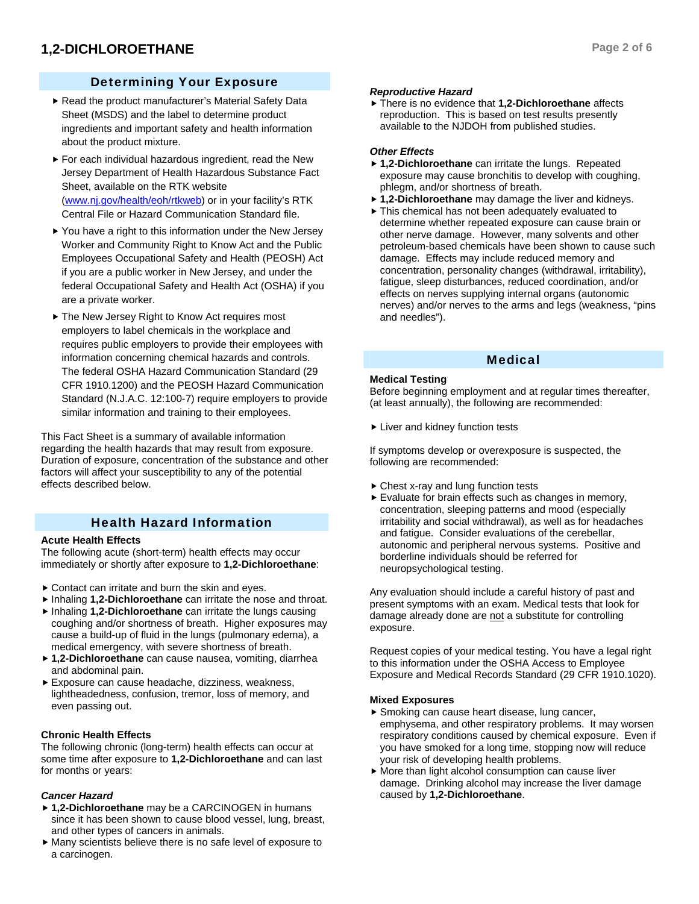## Determining Your Exposure

- Read the product manufacturer's Material Safety Data Sheet (MSDS) and the label to determine product ingredients and important safety and health information about the product mixture.
- For each individual hazardous ingredient, read the New Jersey Department of Health Hazardous Substance Fact Sheet, available on the RTK website ([www.nj.gov/health/eoh/rtkweb](www.nj.gov/health/eoh/rtkweb)) or in your facility's RTK Central File or Hazard Communication Standard file.
- You have a right to this information under the New Jersey Worker and Community Right to Know Act and the Public Employees Occupational Safety and Health (PEOSH) Act if you are a public worker in New Jersey, and under the federal Occupational Safety and Health Act (OSHA) if you are a private worker.
- The New Jersey Right to Know Act requires most employers to label chemicals in the workplace and requires public employers to provide their employees with information concerning chemical hazards and controls. The federal OSHA Hazard Communication Standard (29 CFR 1910.1200) and the PEOSH Hazard Communication Standard (N.J.A.C. 12:100-7) require employers to provide similar information and training to their employees.

This Fact Sheet is a summary of available information regarding the health hazards that may result from exposure. Duration of exposure, concentration of the substance and other factors will affect your susceptibility to any of the potential effects described below.

## Health Hazard Information

### Acute Health Effects

The following acute (short-term) health effects may occur immediately or shortly after exposure to **1,2-Dichloroethane**:

- Contact can irritate and burn the skin and eyes.
- Inhaling **1,2-Dichloroethane** can irritate the nose and throat.
- Inhaling **1,2-Dichloroethane** can irritate the lungs causing coughing and/or shortness of breath. Higher exposures may cause a build-up of fluid in the lungs (pulmonary edema), a medical emergency, with severe shortness of breath.
- **1,2-Dichloroethane** can cause nausea, vomiting, diarrhea and abdominal pain.
- Exposure can cause headache, dizziness, weakness, lightheadedness, confusion, tremor, loss of memory, and even passing out.

### Chronic Health Effects

The following chronic (long-term) health effects can occur at some time after exposure to **1,2-Dichloroethane** and can last for months or years:

*Cancer Hazard*

- **1,2-Dichloroethane** may be a CARCINOGEN in humans since it has been shown to cause blood vessel, lung, breast, and other types of cancers in animals.
- Many scientists believe there is no safe level of exposure to a carcinogen.

*Reproductive Hazard*

- There is no evidence that **1,2-Dichloroethane** affects reproduction. This is based on test results presently available to the NJDOH from published studies.

*Other Effects*

- **1,2-Dichloroethane** can irritate the lungs. Repeated exposure may cause bronchitis to develop with coughing, phlegm, and/or shortness of breath.
- **1,2-Dichloroethane** may damage the liver and kidneys.
- This chemical has not been adequately evaluated to determine whether repeated exposure can cause brain or other nerve damage. However, many solvents and other petroleum-based chemicals have been shown to cause such damage. Effects may include reduced memory and concentration, personality changes (withdrawal, irritability), fatigue, sleep disturbances, reduced coordination, and/or effects on nerves supplying internal organs (autonomic nerves) and/or nerves to the arms and legs (weakness, "pins and needles").

## Medical

### Medical Testing

Before beginning employment and at regular times thereafter, (at least annually), the following are recommended:

- Liver and kidney function tests

If symptoms develop or overexposure is suspected, the following are recommended:

- Chest x-ray and lung function tests
- Evaluate for brain effects such as changes in memory, concentration, sleeping patterns and mood (especially irritability and social withdrawal), as well as for headaches and fatigue. Consider evaluations of the cerebellar, autonomic and peripheral nervous systems. Positive and borderline individuals should be referred for neuropsychological testing.

Any evaluation should include a careful history of past and present symptoms with an exam. Medical tests that look for damage already done are not a substitute for controlling exposure.

Request copies of your medical testing. You have a legal right to this information under the OSHA Access to Employee Exposure and Medical Records Standard (29 CFR 1910.1020).

### Mixed Exposures

- Smoking can cause heart disease, lung cancer, emphysema, and other respiratory problems. It may worsen respiratory conditions caused by chemical exposure. Even if you have smoked for a long time, stopping now will reduce your risk of developing health problems.
- More than light alcohol consumption can cause liver damage. Drinking alcohol may increase the liver damage caused by **1,2-Dichloroethane**.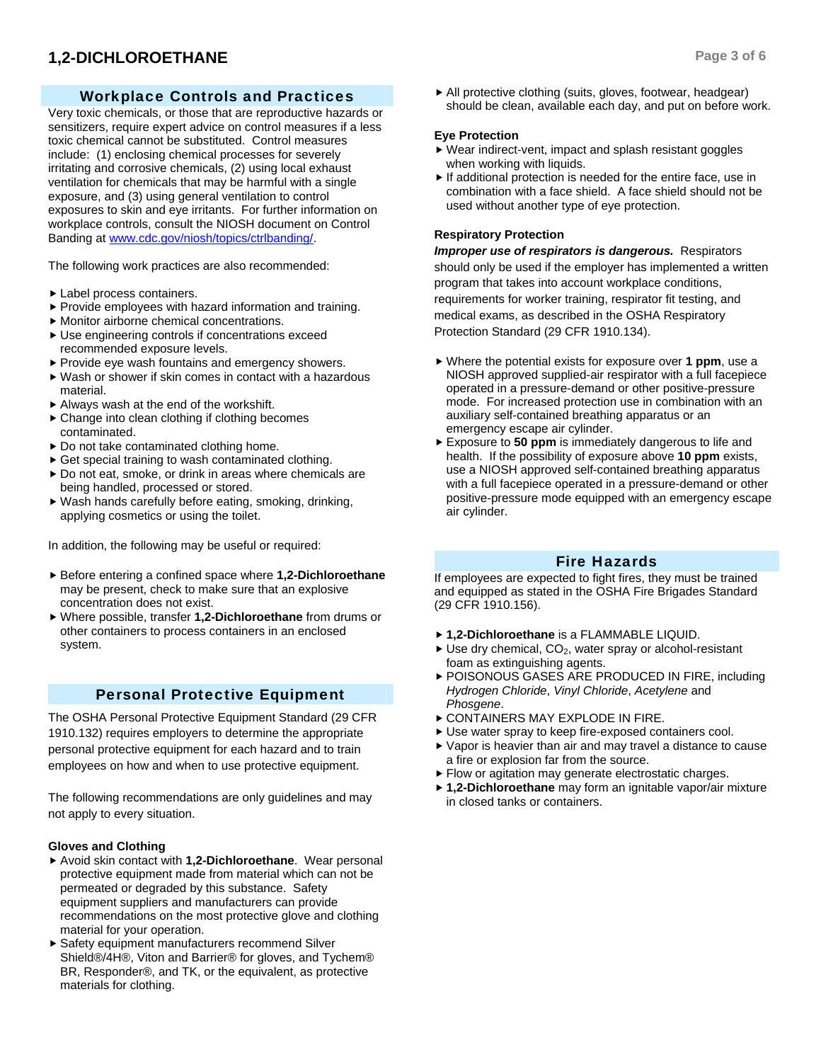## Workplace Controls and Practices

Very toxic chemicals, or those that are reproductive hazards or sensitizers, require expert advice on control measures if a less toxic chemical cannot be substituted. Control measures include: (1) enclosing chemical processes for severely irritating and corrosive chemicals, (2) using local exhaust ventilation for chemicals that may be harmful with a single exposure, and (3) using general ventilation to control exposures to skin and eye irritants. For further information on workplace controls, consult the NIOSH document on Control Banding at [www.cdc.gov/niosh/topics/ctrlbanding/](www.cdc.gov/niosh/topics/ctrlbanding/).

The following work practices are also recommended:

- Label process containers.
- Provide employees with hazard information and training.
- Monitor airborne chemical concentrations.
- Use engineering controls if concentrations exceed recommended exposure levels.
- Provide eye wash fountains and emergency showers.
- Wash or shower if skin comes in contact with a hazardous material.
- Always wash at the end of the workshift.
- Change into clean clothing if clothing becomes contaminated.
- Do not take contaminated clothing home.
- Get special training to wash contaminated clothing.
- Do not eat, smoke, or drink in areas where chemicals are being handled, processed or stored.
- Wash hands carefully before eating, smoking, drinking, applying cosmetics or using the toilet.

In addition, the following may be useful or required:

- Before entering a confined space where **1,2-Dichloroethane** may be present, check to make sure that an explosive concentration does not exist.
- Where possible, transfer **1,2-Dichloroethane** from drums or other containers to process containers in an enclosed system.

## Personal Protective Equipment

The OSHA Personal Protective Equipment Standard (29 CFR 1910.132) requires employers to determine the appropriate personal protective equipment for each hazard and to train employees on how and when to use protective equipment.

The following recommendations are only guidelines and may not apply to every situation.

**Gloves and Clothing**

- Avoid skin contact with **1,2-Dichloroethane**. Wear personal protective equipment made from material which can not be permeated or degraded by this substance. Safety equipment suppliers and manufacturers can provide recommendations on the most protective glove and clothing material for your operation.
- Safety equipment manufacturers recommend Silver Shield®/4H®, Viton and Barrier® for gloves, and Tychem® BR, Responder®, and TK, or the equivalent, as protective materials for clothing.
- All protective clothing (suits, gloves, footwear, headgear) should be clean, available each day, and put on before work.

**Eye Protection**

- Wear indirect-vent, impact and splash resistant goggles when working with liquids.
- If additional protection is needed for the entire face, use in combination with a face shield. A face shield should not be used without another type of eye protection.

**Respiratory Protection**

***Improper use of respirators is dangerous.*** Respirators should only be used if the employer has implemented a written program that takes into account workplace conditions, requirements for worker training, respirator fit testing, and medical exams, as described in the OSHA Respiratory Protection Standard (29 CFR 1910.134).

- Where the potential exists for exposure over **1 ppm**, use a NIOSH approved supplied-air respirator with a full facepiece operated in a pressure-demand or other positive-pressure mode. For increased protection use in combination with an auxiliary self-contained breathing apparatus or an emergency escape air cylinder.
- Exposure to **50 ppm** is immediately dangerous to life and health. If the possibility of exposure above **10 ppm** exists, use a NIOSH approved self-contained breathing apparatus with a full facepiece operated in a pressure-demand or other positive-pressure mode equipped with an emergency escape air cylinder.

## Fire Hazards

If employees are expected to fight fires, they must be trained and equipped as stated in the OSHA Fire Brigades Standard (29 CFR 1910.156).

- **1,2-Dichloroethane** is a FLAMMABLE LIQUID.
- Use dry chemical, $CO_2$, water spray or alcohol-resistant foam as extinguishing agents.
- POISONOUS GASES ARE PRODUCED IN FIRE, including *Hydrogen Chloride*, *Vinyl Chloride*, *Acetylene* and *Phosgene*.
- CONTAINERS MAY EXPLODE IN FIRE.
- Use water spray to keep fire-exposed containers cool.
- Vapor is heavier than air and may travel a distance to cause a fire or explosion far from the source.
- Flow or agitation may generate electrostatic charges.
- **1,2-Dichloroethane** may form an ignitable vapor/air mixture in closed tanks or containers.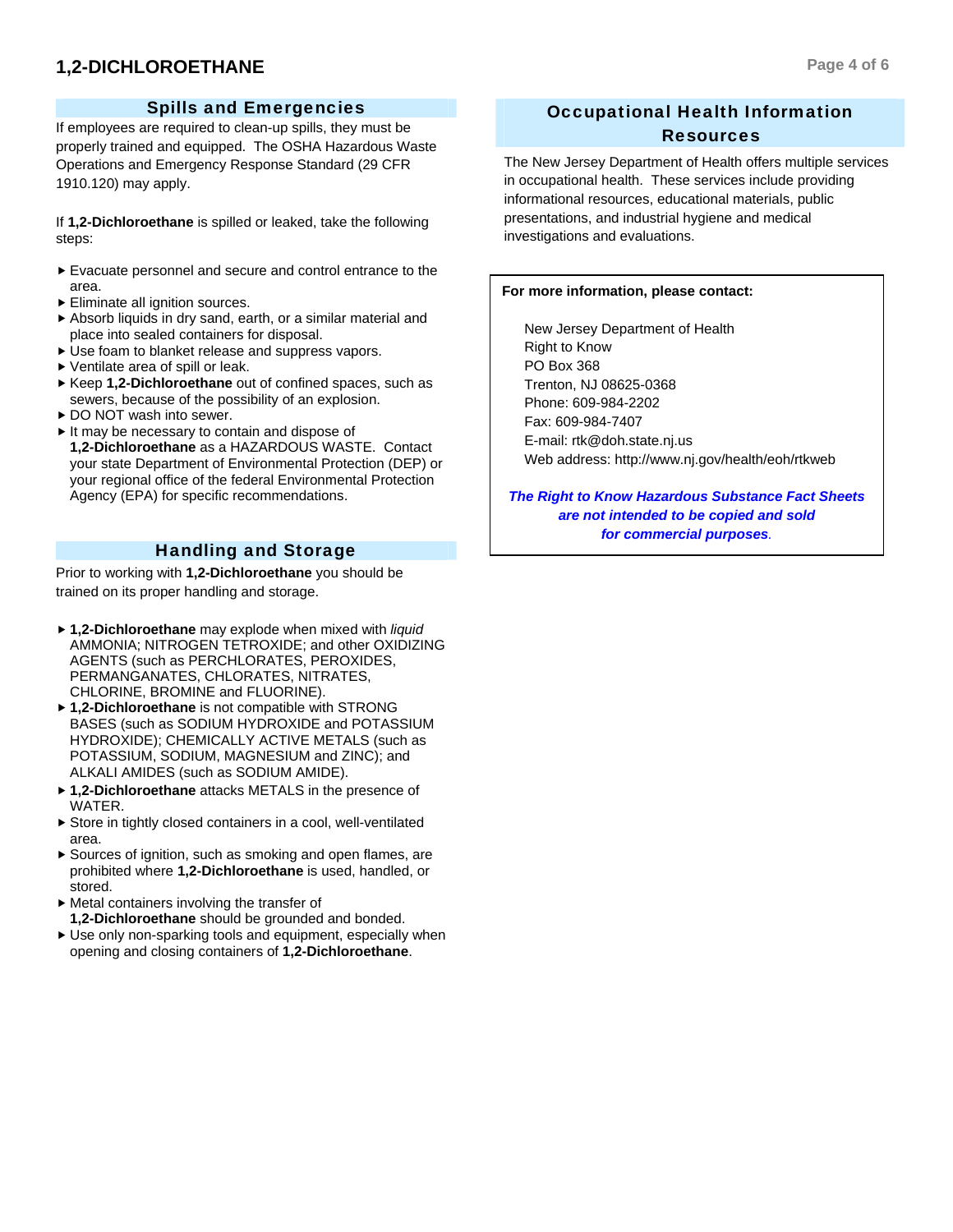## Spills and Emergencies

If employees are required to clean-up spills, they must be properly trained and equipped. The OSHA Hazardous Waste Operations and Emergency Response Standard (29 CFR 1910.120) may apply.

If **1,2-Dichloroethane** is spilled or leaked, take the following steps:

- Evacuate personnel and secure and control entrance to the area.
- Eliminate all ignition sources.
- Absorb liquids in dry sand, earth, or a similar material and place into sealed containers for disposal.
- Use foam to blanket release and suppress vapors.
- Ventilate area of spill or leak.
- Keep **1,2-Dichloroethane** out of confined spaces, such as sewers, because of the possibility of an explosion.
- DO NOT wash into sewer.
- It may be necessary to contain and dispose of **1,2-Dichloroethane** as a HAZARDOUS WASTE. Contact your state Department of Environmental Protection (DEP) or your regional office of the federal Environmental Protection Agency (EPA) for specific recommendations.

## Handling and Storage

Prior to working with **1,2-Dichloroethane** you should be trained on its proper handling and storage.

- **1,2-Dichloroethane** may explode when mixed with *liquid* AMMONIA; NITROGEN TETROXIDE; and other OXIDIZING AGENTS (such as PERCHLORATES, PEROXIDES, PERMANGANATES, CHLORATES, NITRATES, CHLORINE, BROMINE and FLUORINE).
- **1,2-Dichloroethane** is not compatible with STRONG BASES (such as SODIUM HYDROXIDE and POTASSIUM HYDROXIDE); CHEMICALLY ACTIVE METALS (such as POTASSIUM, SODIUM, MAGNESIUM and ZINC); and ALKALI AMIDES (such as SODIUM AMIDE).
- **1,2-Dichloroethane** attacks METALS in the presence of WATER.
- Store in tightly closed containers in a cool, well-ventilated area.
- Sources of ignition, such as smoking and open flames, are prohibited where **1,2-Dichloroethane** is used, handled, or stored.
- Metal containers involving the transfer of **1,2-Dichloroethane** should be grounded and bonded.
- Use only non-sparking tools and equipment, especially when opening and closing containers of **1,2-Dichloroethane**.

## Occupational Health Information Resources

The New Jersey Department of Health offers multiple services in occupational health. These services include providing informational resources, educational materials, public presentations, and industrial hygiene and medical investigations and evaluations.

**For more information, please contact:**

New Jersey Department of Health
Right to Know
PO Box 368
Trenton, NJ 08625-0368
Phone: 609-984-2202
Fax: 609-984-7407
E-mail: rtk@doh.state.nj.us
Web address: http://www.nj.gov/health/eoh/rtkweb

***The Right to Know Hazardous Substance Fact Sheets are not intended to be copied and sold for commercial purposes.***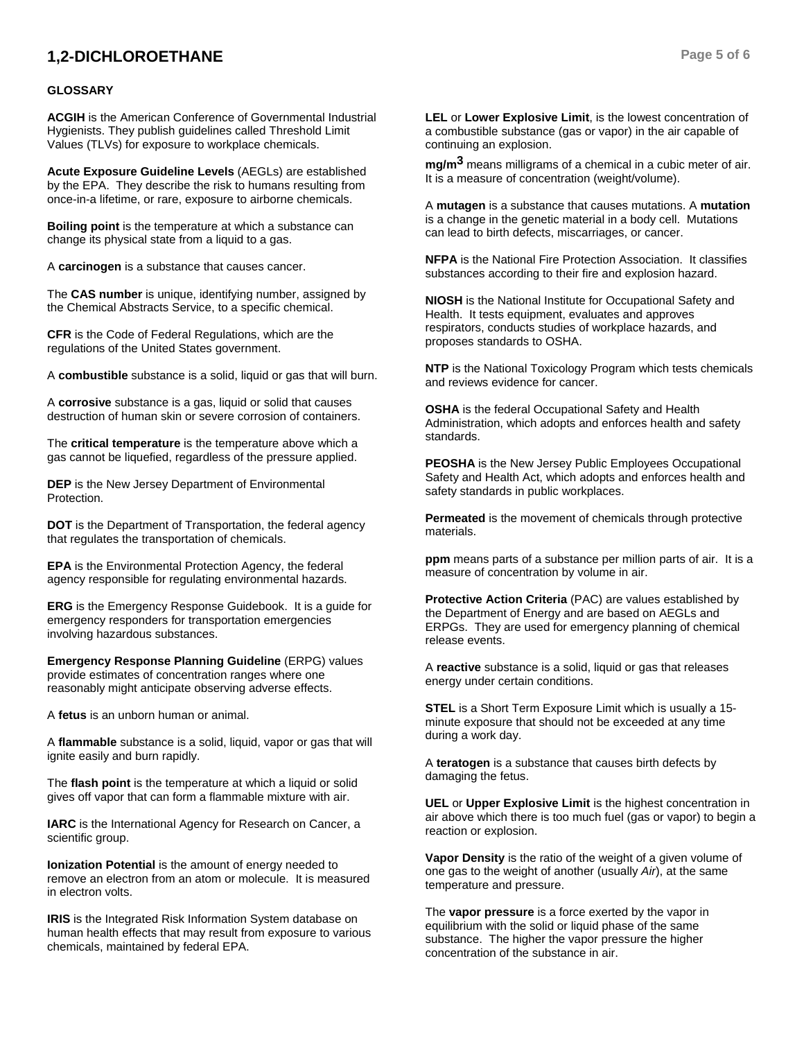# 1,2-DICHLOROETHANE

## GLOSSARY

**ACGIH** is the American Conference of Governmental Industrial Hygienists. They publish guidelines called Threshold Limit Values (TLVs) for exposure to workplace chemicals.

**Acute Exposure Guideline Levels** (AEGLs) are established by the EPA. They describe the risk to humans resulting from once-in-a lifetime, or rare, exposure to airborne chemicals.

**Boiling point** is the temperature at which a substance can change its physical state from a liquid to a gas.

A **carcinogen** is a substance that causes cancer.

The **CAS number** is unique, identifying number, assigned by the Chemical Abstracts Service, to a specific chemical.

**CFR** is the Code of Federal Regulations, which are the regulations of the United States government.

A **combustible** substance is a solid, liquid or gas that will burn.

A **corrosive** substance is a gas, liquid or solid that causes destruction of human skin or severe corrosion of containers.

The **critical temperature** is the temperature above which a gas cannot be liquefied, regardless of the pressure applied.

**DEP** is the New Jersey Department of Environmental Protection.

**DOT** is the Department of Transportation, the federal agency that regulates the transportation of chemicals.

**EPA** is the Environmental Protection Agency, the federal agency responsible for regulating environmental hazards.

**ERG** is the Emergency Response Guidebook. It is a guide for emergency responders for transportation emergencies involving hazardous substances.

**Emergency Response Planning Guideline** (ERPG) values provide estimates of concentration ranges where one reasonably might anticipate observing adverse effects.

A **fetus** is an unborn human or animal.

A **flammable** substance is a solid, liquid, vapor or gas that will ignite easily and burn rapidly.

The **flash point** is the temperature at which a liquid or solid gives off vapor that can form a flammable mixture with air.

**IARC** is the International Agency for Research on Cancer, a scientific group.

**Ionization Potential** is the amount of energy needed to remove an electron from an atom or molecule. It is measured in electron volts.

**IRIS** is the Integrated Risk Information System database on human health effects that may result from exposure to various chemicals, maintained by federal EPA.

**LEL** or **Lower Explosive Limit**, is the lowest concentration of a combustible substance (gas or vapor) in the air capable of continuing an explosion.

**$mg/m^3$** means milligrams of a chemical in a cubic meter of air. It is a measure of concentration (weight/volume).

A **mutagen** is a substance that causes mutations. A **mutation** is a change in the genetic material in a body cell. Mutations can lead to birth defects, miscarriages, or cancer.

**NFPA** is the National Fire Protection Association. It classifies substances according to their fire and explosion hazard.

**NIOSH** is the National Institute for Occupational Safety and Health. It tests equipment, evaluates and approves respirators, conducts studies of workplace hazards, and proposes standards to OSHA.

**NTP** is the National Toxicology Program which tests chemicals and reviews evidence for cancer.

**OSHA** is the federal Occupational Safety and Health Administration, which adopts and enforces health and safety standards.

**PEOSHA** is the New Jersey Public Employees Occupational Safety and Health Act, which adopts and enforces health and safety standards in public workplaces.

**Permeated** is the movement of chemicals through protective materials.

**ppm** means parts of a substance per million parts of air. It is a measure of concentration by volume in air.

**Protective Action Criteria** (PAC) are values established by the Department of Energy and are based on AEGLs and ERPGs. They are used for emergency planning of chemical release events.

A **reactive** substance is a solid, liquid or gas that releases energy under certain conditions.

**STEL** is a Short Term Exposure Limit which is usually a 15-minute exposure that should not be exceeded at any time during a work day.

A **teratogen** is a substance that causes birth defects by damaging the fetus.

**UEL** or **Upper Explosive Limit** is the highest concentration in air above which there is too much fuel (gas or vapor) to begin a reaction or explosion.

**Vapor Density** is the ratio of the weight of a given volume of one gas to the weight of another (usually *Air*), at the same temperature and pressure.

The **vapor pressure** is a force exerted by the vapor in equilibrium with the solid or liquid phase of the same substance. The higher the vapor pressure the higher concentration of the substance in air.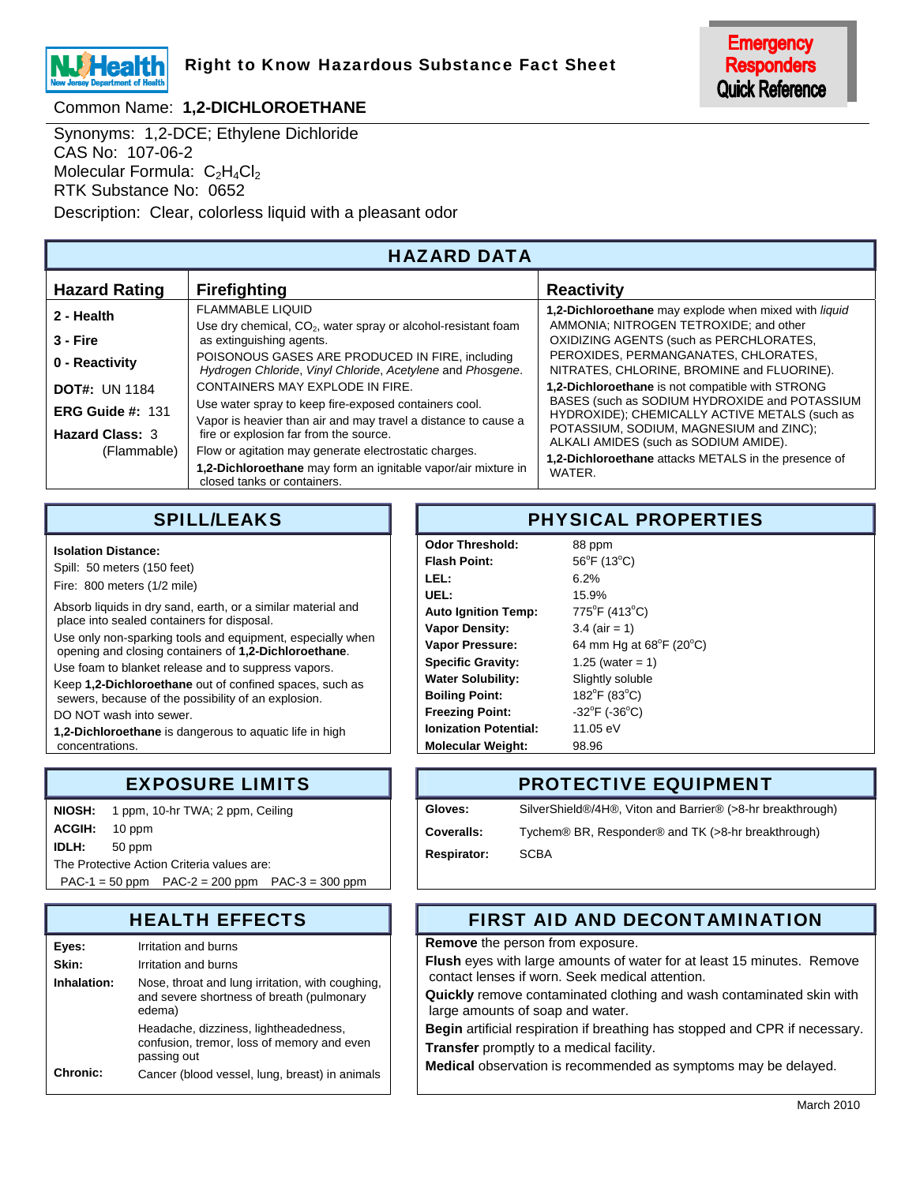# Right to Know Hazardous Substance Fact Sheet

**Emergency Responders Quick Reference**

Common Name: **1,2-DICHLOROETHANE**

Synonyms: 1,2-DCE; Ethylene Dichloride
CAS No: 107-06-2
Molecular Formula: $C_2H_4Cl_2$
RTK Substance No: 0652
Description: Clear, colorless liquid with a pleasant odor

## HAZARD DATA

| Hazard Rating | Firefighting | Reactivity |
|---|---|---|
| **2 - Health**<br>**3 - Fire**<br>**0 - Reactivity**<br>**DOT#:** UN 1184<br>**ERG Guide #:** 131<br>**Hazard Class:** 3 (Flammable) | FLAMMABLE LIQUID<br>Use dry chemical, $CO_2$, water spray or alcohol-resistant foam as extinguishing agents.<br>POISONOUS GASES ARE PRODUCED IN FIRE, including *Hydrogen Chloride*, *Vinyl Chloride*, *Acetylene* and *Phosgene*.<br>CONTAINERS MAY EXPLODE IN FIRE.<br>Use water spray to keep fire-exposed containers cool.<br>Vapor is heavier than air and may travel a distance to cause a fire or explosion far from the source.<br>Flow or agitation may generate electrostatic charges.<br>**1,2-Dichloroethane** may form an ignitable vapor/air mixture in closed tanks or containers. | **1,2-Dichloroethane** may explode when mixed with *liquid* AMMONIA; NITROGEN TETROXIDE; and other OXIDIZING AGENTS (such as PERCHLORATES, PEROXIDES, PERMANGANATES, CHLORATES, NITRATES, CHLORINE, BROMINE and FLUORINE).<br>**1,2-Dichloroethane** is not compatible with STRONG BASES (such as SODIUM HYDROXIDE and POTASSIUM HYDROXIDE); CHEMICALLY ACTIVE METALS (such as POTASSIUM, SODIUM, MAGNESIUM and ZINC); ALKALI AMIDES (such as SODIUM AMIDE).<br>**1,2-Dichloroethane** attacks METALS in the presence of WATER. |

## SPILL/LEAKS

**Isolation Distance:**

Spill: 50 meters (150 feet)

Fire: 800 meters (1/2 mile)

Absorb liquids in dry sand, earth, or a similar material and place into sealed containers for disposal.

Use only non-sparking tools and equipment, especially when opening and closing containers of **1,2-Dichloroethane**.

Use foam to blanket release and to suppress vapors.

Keep **1,2-Dichloroethane** out of confined spaces, such as sewers, because of the possibility of an explosion.

DO NOT wash into sewer.

**1,2-Dichloroethane** is dangerous to aquatic life in high concentrations.

## PHYSICAL PROPERTIES

| | |
|---|---|
| **Odor Threshold:** | 88 ppm |
| **Flash Point:** | 56°F (13°C) |
| **LEL:** | 6.2% |
| **UEL:** | 15.9% |
| **Auto Ignition Temp:** | 775°F (413°C) |
| **Vapor Density:** | 3.4 (air = 1) |
| **Vapor Pressure:** | 64 mm Hg at 68°F (20°C) |
| **Specific Gravity:** | 1.25 (water = 1) |
| **Water Solubility:** | Slightly soluble |
| **Boiling Point:** | 182°F (83°C) |
| **Freezing Point:** | -32°F (-36°C) |
| **Ionization Potential:** | 11.05 eV |
| **Molecular Weight:** | 98.96 |

## EXPOSURE LIMITS

| | |
|---|---|
| **NIOSH:** | 1 ppm, 10-hr TWA; 2 ppm, Ceiling |
| **ACGIH:** | 10 ppm |
| **IDLH:** | 50 ppm |

The Protective Action Criteria values are:

PAC-1 = 50 ppm   PAC-2 = 200 ppm   PAC-3 = 300 ppm

## PROTECTIVE EQUIPMENT

| | |
|---|---|
| **Gloves:** | SilverShield®/4H®, Viton and Barrier® (>8-hr breakthrough) |
| **Coveralls:** | Tychem® BR, Responder® and TK (>8-hr breakthrough) |
| **Respirator:** | SCBA |

## HEALTH EFFECTS

| | |
|---|---|
| **Eyes:** | Irritation and burns |
| **Skin:** | Irritation and burns |
| **Inhalation:** | Nose, throat and lung irritation, with coughing, and severe shortness of breath (pulmonary edema)<br>Headache, dizziness, lightheadedness, confusion, tremor, loss of memory and even passing out |
| **Chronic:** | Cancer (blood vessel, lung, breast) in animals |

## FIRST AID AND DECONTAMINATION

**Remove** the person from exposure.

**Flush** eyes with large amounts of water for at least 15 minutes. Remove contact lenses if worn. Seek medical attention.

**Quickly** remove contaminated clothing and wash contaminated skin with large amounts of soap and water.

**Begin** artificial respiration if breathing has stopped and CPR if necessary.

**Transfer** promptly to a medical facility.

**Medical** observation is recommended as symptoms may be delayed.

March 2010